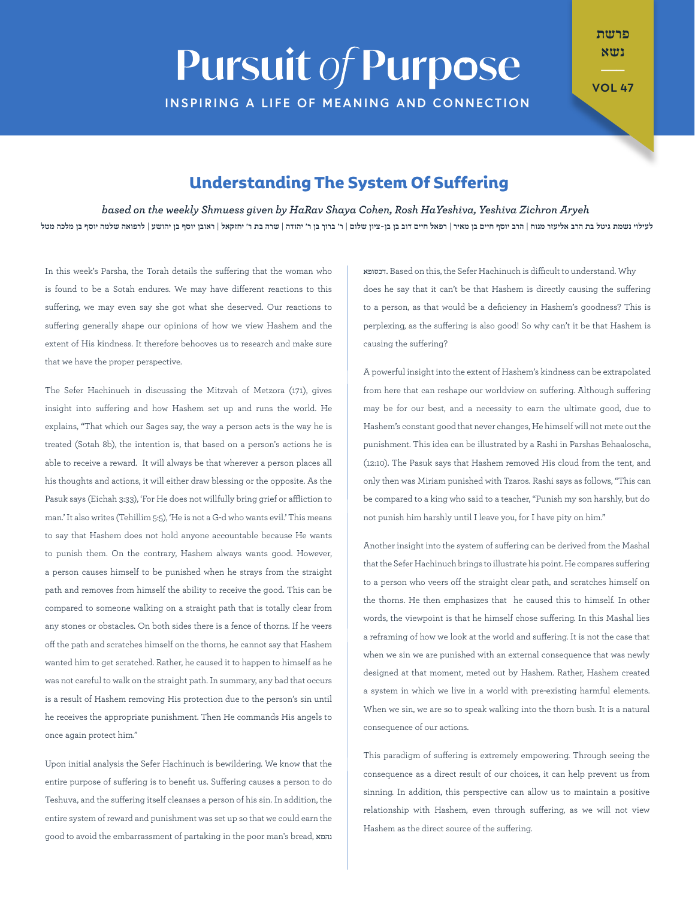# Pursuit *of* Purpose

INSPIRING A LIFE OF MEANING AND CONNECTION

פרשת נשא

VOL 47

## Understanding The System Of Suffering

*based on the weekly Shmuess given by HaRav Shaya Cohen, Rosh HaYeshiva, Yeshiva Zichron Aryeh*

לעילוי נשמת גיטל בת הרב אליעזר מנוח | הרב יוסף חיים בן מאיר | רפאל חיים דוב בן בן-ציון שלום | ר' ברוך בן ר' יהודה | שרה בת ר' יחזקאל | ראובן יוסף בן יהושע | לרפואה שלמה יוסף בן מלכה מטל

In this week's Parsha, the Torah details the suffering that the woman who is found to be a Sotah endures. We may have different reactions to this suffering, we may even say she got what she deserved. Our reactions to suffering generally shape our opinions of how we view Hashem and the extent of His kindness. It therefore behooves us to research and make sure that we have the proper perspective.

The Sefer Hachinuch in discussing the Mitzvah of Metzora (171), gives insight into suffering and how Hashem set up and runs the world. He explains, "That which our Sages say, the way a person acts is the way he is treated (Sotah 8b), the intention is, that based on a person's actions he is able to receive a reward. It will always be that wherever a person places all his thoughts and actions, it will either draw blessing or the opposite. As the Pasuk says (Eichah 3:33), 'For He does not willfully bring grief or affliction to man.' It also writes (Tehillim 5:5), 'He is not a G-d who wants evil.' This means to say that Hashem does not hold anyone accountable because He wants to punish them. On the contrary, Hashem always wants good. However, a person causes himself to be punished when he strays from the straight path and removes from himself the ability to receive the good. This can be compared to someone walking on a straight path that is totally clear from any stones or obstacles. On both sides there is a fence of thorns. If he veers off the path and scratches himself on the thorns, he cannot say that Hashem wanted him to get scratched. Rather, he caused it to happen to himself as he was not careful to walk on the straight path. In summary, any bad that occurs is a result of Hashem removing His protection due to the person's sin until he receives the appropriate punishment. Then He commands His angels to once again protect him."

Upon initial analysis the Sefer Hachinuch is bewildering. We know that the entire purpose of suffering is to benefit us. Suffering causes a person to do Teshuva, and the suffering itself cleanses a person of his sin. In addition, the entire system of reward and punishment was set up so that we could earn the good to avoid the embarrassment of partaking in the poor man's bread, נהמא דכסופא. Based on this, the Sefer Hachinuch is difficult to understand. Why does he say that it can't be that Hashem is directly causing the suffering to a person, as that would be a deficiency in Hashem's goodness? This is perplexing, as the suffering is also good! So why can't it be that Hashem is causing the suffering?

A powerful insight into the extent of Hashem's kindness can be extrapolated from here that can reshape our worldview on suffering. Although suffering may be for our best, and a necessity to earn the ultimate good, due to Hashem's constant good that never changes, He himself will not mete out the punishment. This idea can be illustrated by a Rashi in Parshas Behaaloscha, (12:10). The Pasuk says that Hashem removed His cloud from the tent, and only then was Miriam punished with Tzaros. Rashi says as follows, "This can be compared to a king who said to a teacher, "Punish my son harshly, but do not punish him harshly until I leave you, for I have pity on him."

Another insight into the system of suffering can be derived from the Mashal that the Sefer Hachinuch brings to illustrate his point. He compares suffering to a person who veers off the straight clear path, and scratches himself on the thorns. He then emphasizes that he caused this to himself. In other words, the viewpoint is that he himself chose suffering. In this Mashal lies a reframing of how we look at the world and suffering. It is not the case that when we sin we are punished with an external consequence that was newly designed at that moment, meted out by Hashem. Rather, Hashem created a system in which we live in a world with pre-existing harmful elements. When we sin, we are so to speak walking into the thorn bush. It is a natural consequence of our actions.

This paradigm of suffering is extremely empowering. Through seeing the consequence as a direct result of our choices, it can help prevent us from sinning. In addition, this perspective can allow us to maintain a positive relationship with Hashem, even through suffering, as we will not view Hashem as the direct source of the suffering.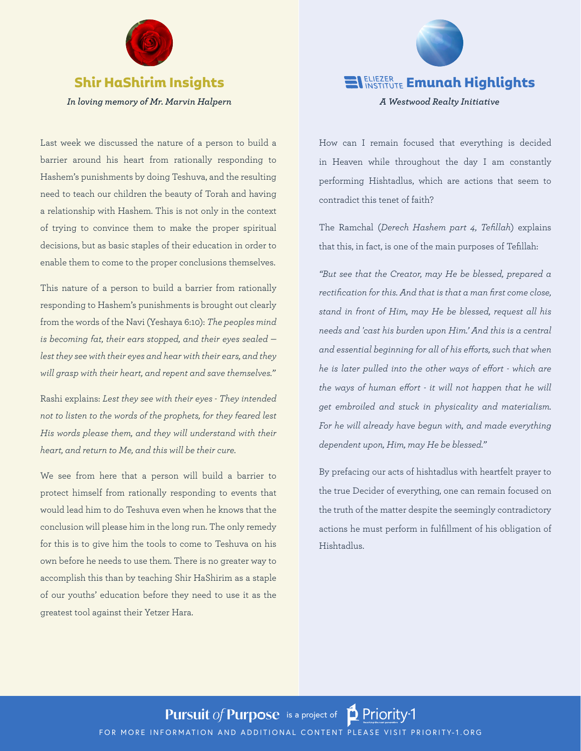## Shir HaShirim Insights

*In loving memory of Mr. Marvin Halpern*

Last week we discussed the nature of a person to build a barrier around his heart from rationally responding to Hashem's punishments by doing Teshuva, and the resulting need to teach our children the beauty of Torah and having a relationship with Hashem. This is not only in the context of trying to convince them to make the proper spiritual decisions, but as basic staples of their education in order to enable them to come to the proper conclusions themselves.

This nature of a person to build a barrier from rationally responding to Hashem's punishments is brought out clearly from the words of the Navi (Yeshaya 6:10): *The peoples mind is becoming fat, their ears stopped, and their eyes sealed — lest they see with their eyes and hear with their ears, and they will grasp with their heart, and repent and save themselves."*

Rashi explains: *Lest they see with their eyes - They intended not to listen to the words of the prophets, for they feared lest His words please them, and they will understand with their heart, and return to Me, and this will be their cure.*

We see from here that a person will build a barrier to protect himself from rationally responding to events that would lead him to do Teshuva even when he knows that the conclusion will please him in the long run. The only remedy for this is to give him the tools to come to Teshuva on his own before he needs to use them. There is no greater way to accomplish this than by teaching Shir HaShirim as a staple of our youths' education before they need to use it as the greatest tool against their Yetzer Hara.

## Eliezer Institute Emunah Highlights

*A Westwood Realty Initiative*

How can I remain focused that everything is decided in Heaven while throughout the day I am constantly performing Hishtadlus, which are actions that seem to contradict this tenet of faith?

The Ramchal (*Derech Hashem part 4, Tefillah*) explains that this, in fact, is one of the main purposes of Tefillah:

*"But see that the Creator, may He be blessed, prepared a rectification for this. And that is that a man first come close, stand in front of Him, may He be blessed, request all his needs and 'cast his burden upon Him.' And this is a central and essential beginning for all of his efforts, such that when he is later pulled into the other ways of effort - which are the ways of human effort - it will not happen that he will get embroiled and stuck in physicality and materialism. For he will already have begun with, and made everything dependent upon, Him, may He be blessed."*

By prefacing our acts of hishtadlus with heartfelt prayer to the true Decider of everything, one can remain focused on the truth of the matter despite the seemingly contradictory actions he must perform in fulfillment of his obligation of Hishtadlus.

**Pursuit *of* Purpose** is a project of Priority-1

FOR MORE INFORMATION AND ADDITIONAL CONTENT PLEASE VISIT PRIORITY-1.ORG